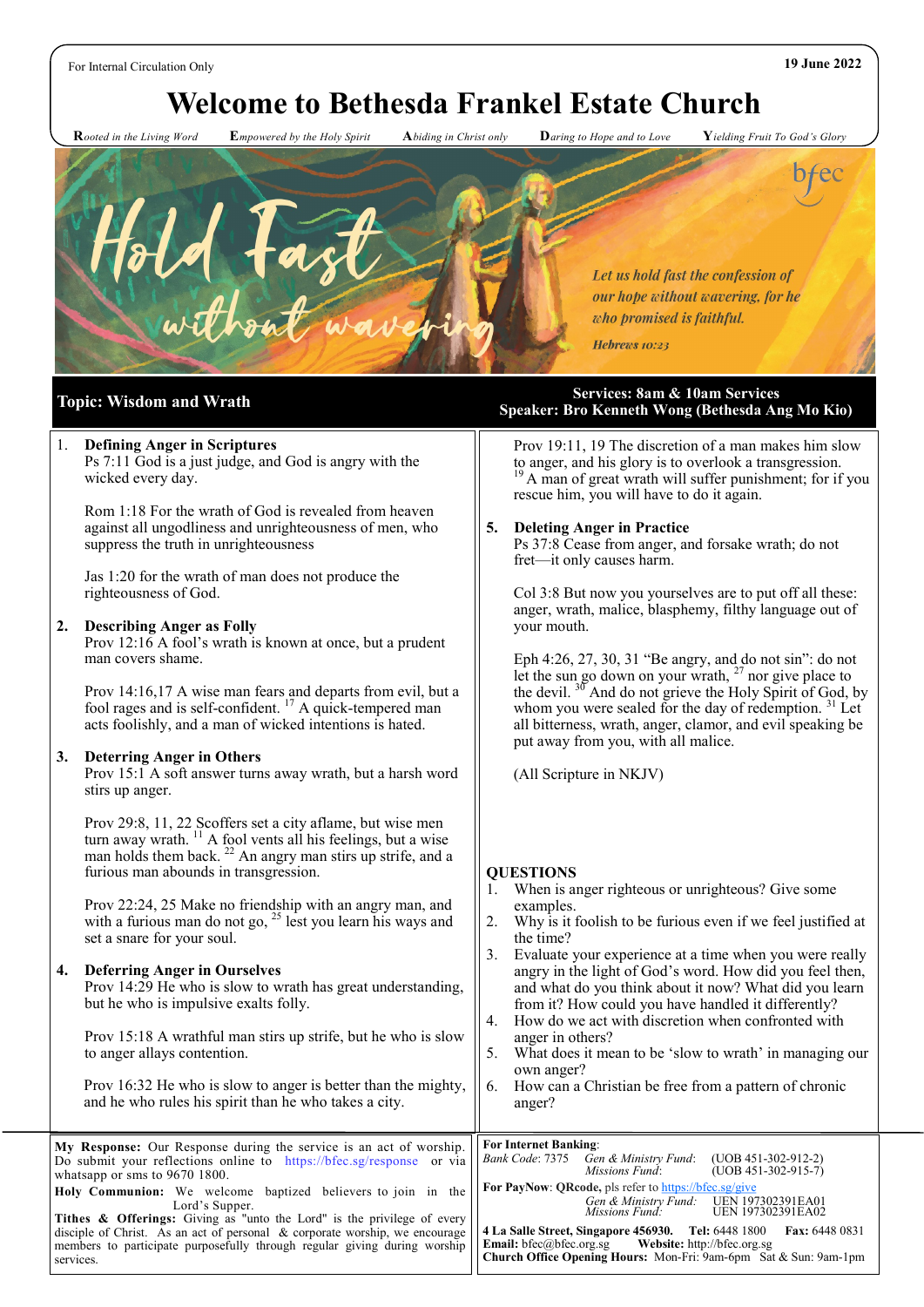For Internal Circulation Only

19 June 2022

# Welcome to Bethesda Frankel Estate Church

*Rooted in the Living Word* · *Empowered by the Holy Spirit* · *Abiding in Christ only* · *Daring to Hope and to Love* · *Yielding Fruit To God's Glory*

Hold Fast without wavering

bfec

*Let us hold fast the confession of our hope without wavering, for he who promised is faithful.*

***Hebrews 10:23***

**Topic: Wisdom and Wrath**

**Services: 8am & 10am Services**
**Speaker: Bro Kenneth Wong (Bethesda Ang Mo Kio)**

1. **Defining Anger in Scriptures**
   Ps 7:11 God is a just judge, and God is angry with the wicked every day.

   Rom 1:18 For the wrath of God is revealed from heaven against all ungodliness and unrighteousness of men, who suppress the truth in unrighteousness

   Jas 1:20 for the wrath of man does not produce the righteousness of God.

2. **Describing Anger as Folly**
   Prov 12:16 A fool's wrath is known at once, but a prudent man covers shame.

   Prov 14:16,17 A wise man fears and departs from evil, but a fool rages and is self-confident. [17] A quick-tempered man acts foolishly, and a man of wicked intentions is hated.

3. **Deterring Anger in Others**
   Prov 15:1 A soft answer turns away wrath, but a harsh word stirs up anger.

   Prov 29:8, 11, 22 Scoffers set a city aflame, but wise men turn away wrath. [11] A fool vents all his feelings, but a wise man holds them back. [22] An angry man stirs up strife, and a furious man abounds in transgression.

   Prov 22:24, 25 Make no friendship with an angry man, and with a furious man do not go, [25] lest you learn his ways and set a snare for your soul.

4. **Deferring Anger in Ourselves**
   Prov 14:29 He who is slow to wrath has great understanding, but he who is impulsive exalts folly.

   Prov 15:18 A wrathful man stirs up strife, but he who is slow to anger allays contention.

   Prov 16:32 He who is slow to anger is better than the mighty, and he who rules his spirit than he who takes a city.

   Prov 19:11, 19 The discretion of a man makes him slow to anger, and his glory is to overlook a transgression. [19] A man of great wrath will suffer punishment; for if you rescue him, you will have to do it again.

5. **Deleting Anger in Practice**
   Ps 37:8 Cease from anger, and forsake wrath; do not fret—it only causes harm.

   Col 3:8 But now you yourselves are to put off all these: anger, wrath, malice, blasphemy, filthy language out of your mouth.

   Eph 4:26, 27, 30, 31 "Be angry, and do not sin": do not let the sun go down on your wrath, [27] nor give place to the devil. [30] And do not grieve the Holy Spirit of God, by whom you were sealed for the day of redemption. [31] Let all bitterness, wrath, anger, clamor, and evil speaking be put away from you, with all malice.

   (All Scripture in NKJV)

**QUESTIONS**

1. When is anger righteous or unrighteous? Give some examples.
2. Why is it foolish to be furious even if we feel justified at the time?
3. Evaluate your experience at a time when you were really angry in the light of God's word. How did you feel then, and what do you think about it now? What did you learn from it? How could you have handled it differently?
4. How do we act with discretion when confronted with anger in others?
5. What does it mean to be 'slow to wrath' in managing our own anger?
6. How can a Christian be free from a pattern of chronic anger?

**My Response:** Our Response during the service is an act of worship. Do submit your reflections online to https://bfec.sg/response or via whatsapp or sms to 9670 1800.

**Holy Communion:** We welcome baptized believers to join in the Lord's Supper.

**Tithes & Offerings:** Giving as "unto the Lord" is the privilege of every disciple of Christ. As an act of personal & corporate worship, we encourage members to participate purposefully through regular giving during worship services.

**For Internet Banking**:
*Bank Code*: 7375 *Gen & Ministry Fund*: (UOB 451-302-912-2)
*Missions Fund*: (UOB 451-302-915-7)

**For PayNow**: **QRcode,** pls refer to https://bfec.sg/give
*Gen & Ministry Fund*: UEN 197302391EA01
*Missions Fund*: UEN 197302391EA02

**4 La Salle Street, Singapore 456930. Tel:** 6448 1800 **Fax:** 6448 0831
**Email:** bfec@bfec.org.sg **Website:** http://bfec.org.sg
**Church Office Opening Hours:** Mon-Fri: 9am-6pm Sat & Sun: 9am-1pm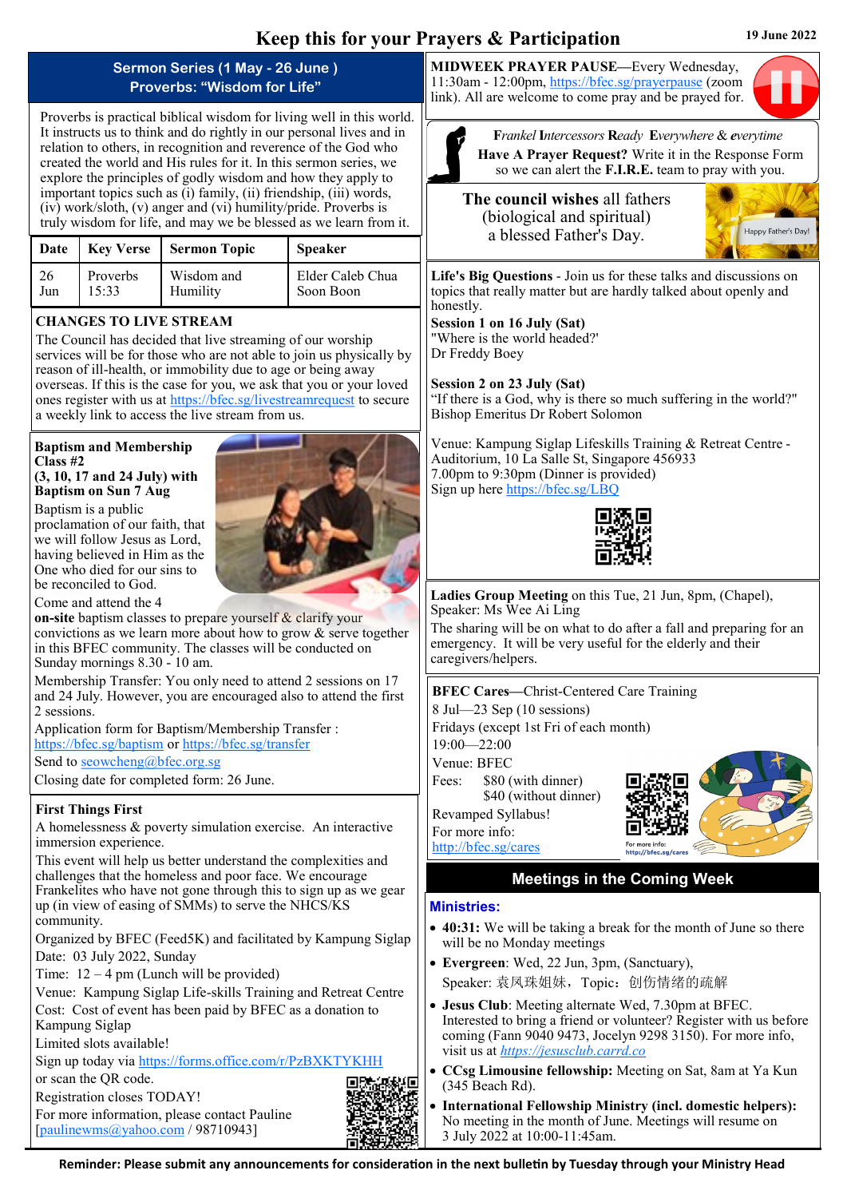# Keep this for your Prayers & Participation

19 June 2022

## Sermon Series (1 May - 26 June ) Proverbs: "Wisdom for Life"

Proverbs is practical biblical wisdom for living well in this world. It instructs us to think and do rightly in our personal lives and in relation to others, in recognition and reverence of the God who created the world and His rules for it. In this sermon series, we explore the principles of godly wisdom and how they apply to important topics such as (i) family, (ii) friendship, (iii) words, (iv) work/sloth, (v) anger and (vi) humility/pride. Proverbs is truly wisdom for life, and may we be blessed as we learn from it.

| Date | Key Verse | Sermon Topic | Speaker |
| --- | --- | --- | --- |
| 26 Jun | Proverbs 15:33 | Wisdom and Humility | Elder Caleb Chua Soon Boon |

**CHANGES TO LIVE STREAM**

The Council has decided that live streaming of our worship services will be for those who are not able to join us physically by reason of ill-health, or immobility due to age or being away overseas. If this is the case for you, we ask that you or your loved ones register with us at https://bfec.sg/livestreamrequest to secure a weekly link to access the live stream from us.

**Baptism and Membership Class #2**
**(3, 10, 17 and 24 July) with Baptism on Sun 7 Aug**

Baptism is a public proclamation of our faith, that we will follow Jesus as Lord, having believed in Him as the One who died for our sins to be reconciled to God.

Come and attend the 4 **on-site** baptism classes to prepare yourself & clarify your convictions as we learn more about how to grow & serve together in this BFEC community. The classes will be conducted on Sunday mornings 8.30 - 10 am.

Membership Transfer: You only need to attend 2 sessions on 17 and 24 July. However, you are encouraged also to attend the first 2 sessions.

Application form for Baptism/Membership Transfer : https://bfec.sg/baptism or https://bfec.sg/transfer

Send to seowcheng@bfec.org.sg

Closing date for completed form: 26 June.

**First Things First**

A homelessness & poverty simulation exercise. An interactive immersion experience.

This event will help us better understand the complexities and challenges that the homeless and poor face. We encourage Frankelites who have not gone through this to sign up as we gear up (in view of easing of SMMs) to serve the NHCS/KS community.

Organized by BFEC (Feed5K) and facilitated by Kampung Siglap

Date: 03 July 2022, Sunday

Time: 12 – 4 pm (Lunch will be provided)

Venue: Kampung Siglap Life-skills Training and Retreat Centre

Cost: Cost of event has been paid by BFEC as a donation to Kampung Siglap

Limited slots available!

Sign up today via https://forms.office.com/r/PzBXKTYKHH or scan the QR code.

Registration closes TODAY!

For more information, please contact Pauline [paulinewms@yahoo.com / 98710943]

**MIDWEEK PRAYER PAUSE**—Every Wednesday, 11:30am - 12:00pm, https://bfec.sg/prayerpause (zoom link). All are welcome to come pray and be prayed for.

*Frankel Intercessors Ready Everywhere & everytime*

**Have A Prayer Request?** Write it in the Response Form so we can alert the **F.I.R.E.** team to pray with you.

**The council wishes** all fathers (biological and spiritual) a blessed Father's Day.

Happy Father's Day!

**Life's Big Questions** - Join us for these talks and discussions on topics that really matter but are hardly talked about openly and honestly.

**Session 1 on 16 July (Sat)**
"Where is the world headed?'
Dr Freddy Boey

**Session 2 on 23 July (Sat)**
"If there is a God, why is there so much suffering in the world?"
Bishop Emeritus Dr Robert Solomon

Venue: Kampung Siglap Lifeskills Training & Retreat Centre - Auditorium, 10 La Salle St, Singapore 456933
7.00pm to 9:30pm (Dinner is provided)
Sign up here https://bfec.sg/LBQ

**Ladies Group Meeting** on this Tue, 21 Jun, 8pm, (Chapel), Speaker: Ms Wee Ai Ling

The sharing will be on what to do after a fall and preparing for an emergency. It will be very useful for the elderly and their caregivers/helpers.

**BFEC Cares**—Christ-Centered Care Training
8 Jul—23 Sep (10 sessions)
Fridays (except 1st Fri of each month)
19:00—22:00
Venue: BFEC
Fees: $80 (with dinner)
$40 (without dinner)
Revamped Syllabus!
For more info:
http://bfec.sg/cares

## Meetings in the Coming Week

**Ministries:**

- **40:31:** We will be taking a break for the month of June so there will be no Monday meetings
- **Evergreen**: Wed, 22 Jun, 3pm, (Sanctuary), Speaker: 袁凤珠姐妹，Topic：创伤情绪的疏解
- **Jesus Club**: Meeting alternate Wed, 7.30pm at BFEC. Interested to bring a friend or volunteer? Register with us before coming (Fann 9040 9473, Jocelyn 9298 3150). For more info, visit us at *https://jesusclub.carrd.co*
- **CCsg Limousine fellowship:** Meeting on Sat, 8am at Ya Kun (345 Beach Rd).
- **International Fellowship Ministry (incl. domestic helpers):** No meeting in the month of June. Meetings will resume on 3 July 2022 at 10:00-11:45am.

**Reminder: Please submit any announcements for consideration in the next bulletin by Tuesday through your Ministry Head**